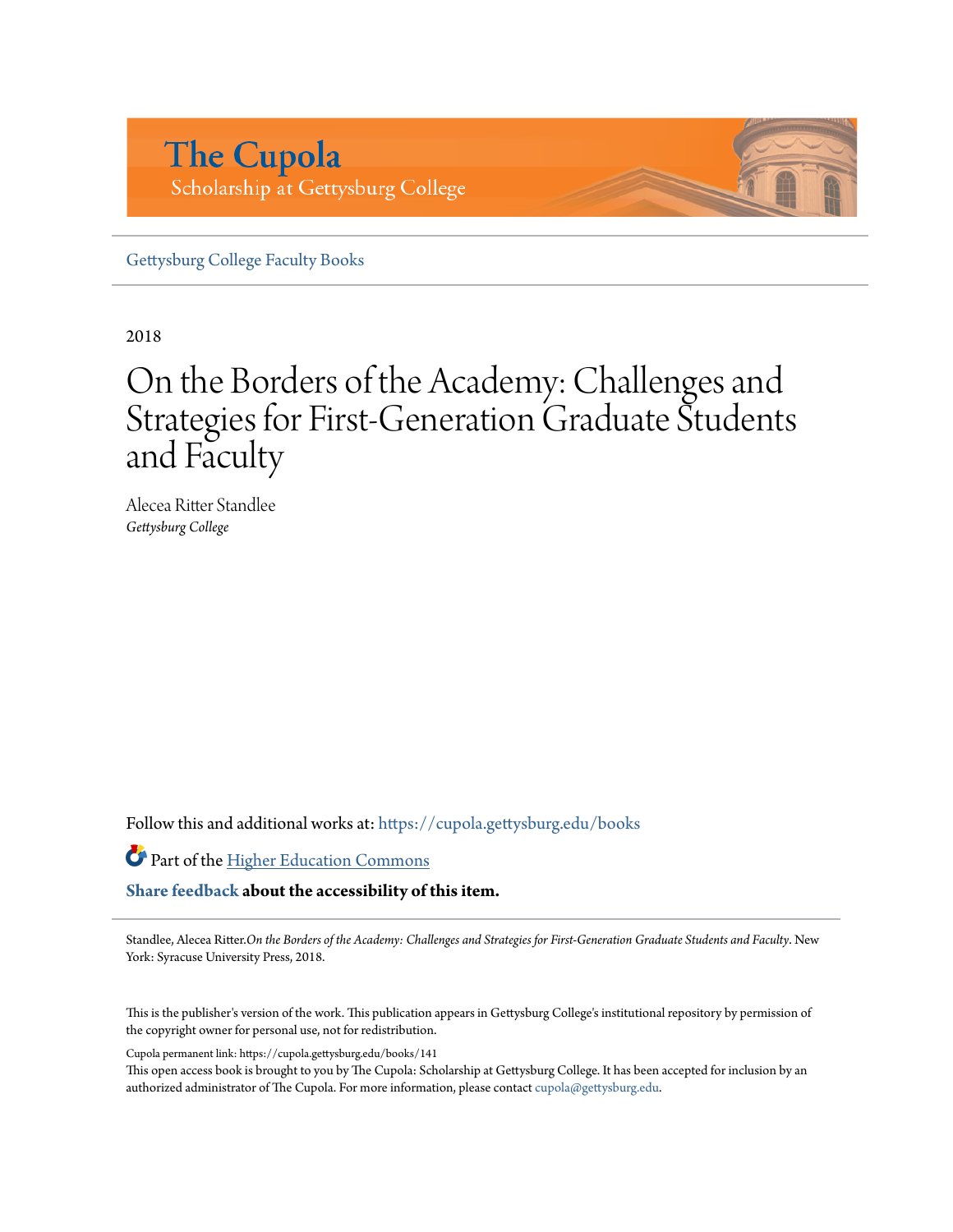# The Cupola

Scholarship at Gettysburg College

Gettysburg College Faculty Books

2018

# On the Borders of the Academy: Challenges and Strategies for First-Generation Graduate Students and Faculty

Alecea Ritter Standlee
*Gettysburg College*

Follow this and additional works at: https://cupola.gettysburg.edu/books

Part of the Higher Education Commons

**Share feedback about the accessibility of this item.**

Standlee, Alecea Ritter. *On the Borders of the Academy: Challenges and Strategies for First-Generation Graduate Students and Faculty*. New York: Syracuse University Press, 2018.

This is the publisher's version of the work. This publication appears in Gettysburg College's institutional repository by permission of the copyright owner for personal use, not for redistribution.

Cupola permanent link: https://cupola.gettysburg.edu/books/141

This open access book is brought to you by The Cupola: Scholarship at Gettysburg College. It has been accepted for inclusion by an authorized administrator of The Cupola. For more information, please contact cupola@gettysburg.edu.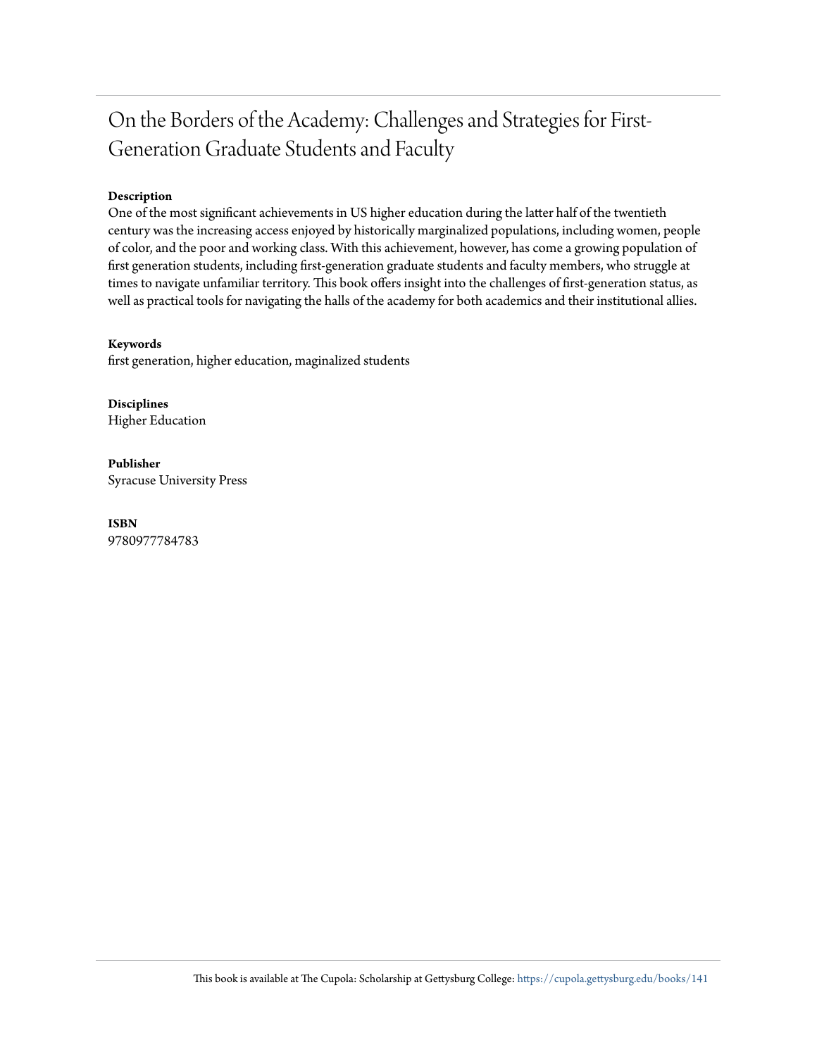# On the Borders of the Academy: Challenges and Strategies for First-Generation Graduate Students and Faculty

**Description**

One of the most significant achievements in US higher education during the latter half of the twentieth century was the increasing access enjoyed by historically marginalized populations, including women, people of color, and the poor and working class. With this achievement, however, has come a growing population of first generation students, including first-generation graduate students and faculty members, who struggle at times to navigate unfamiliar territory. This book offers insight into the challenges of first-generation status, as well as practical tools for navigating the halls of the academy for both academics and their institutional allies.

**Keywords**

first generation, higher education, maginalized students

**Disciplines**

Higher Education

**Publisher**

Syracuse University Press

**ISBN**

9780977784783

This book is available at The Cupola: Scholarship at Gettysburg College: https://cupola.gettysburg.edu/books/141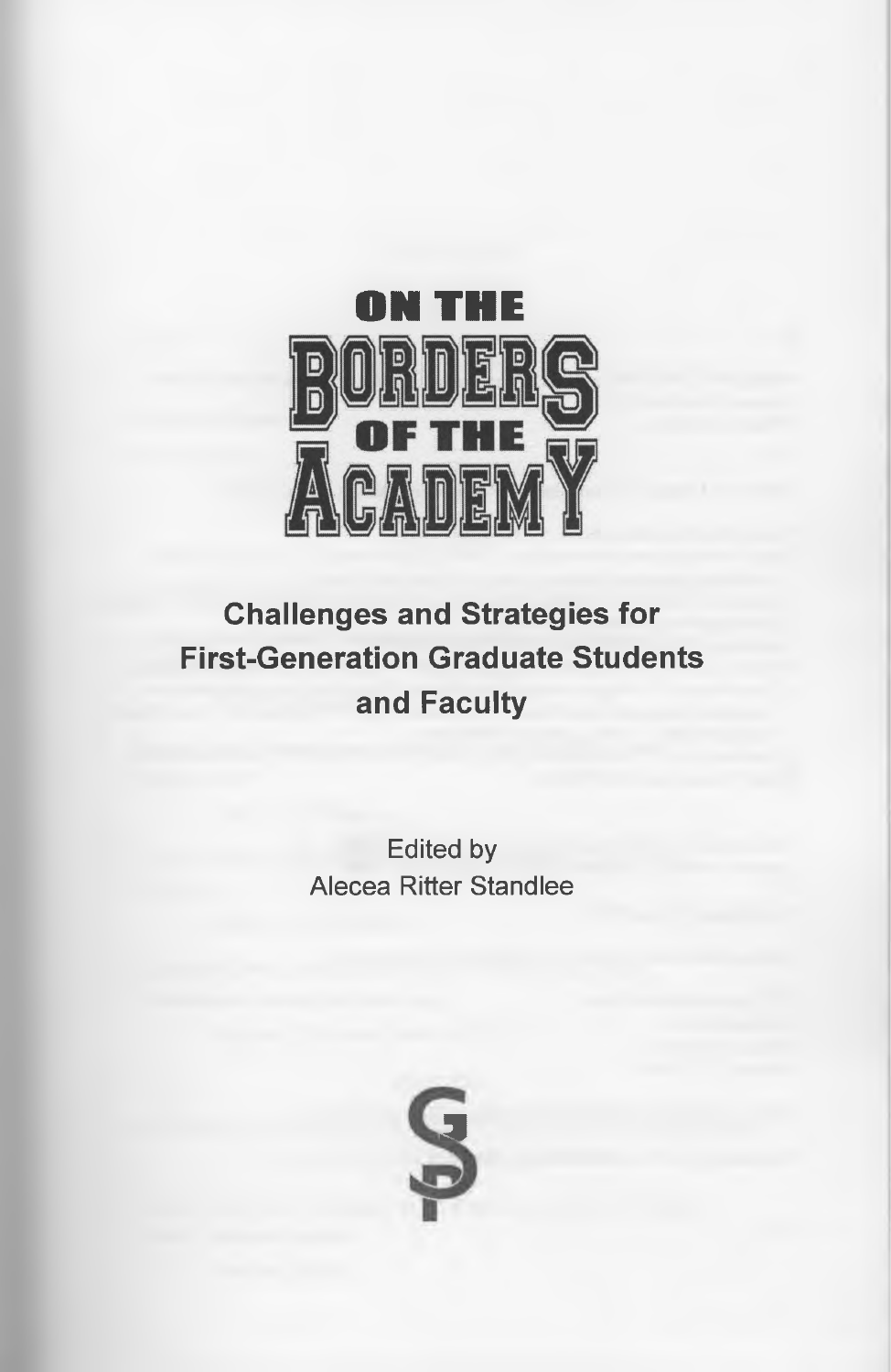# ON THE BORDERS OF THE ACADEMY

## Challenges and Strategies for First-Generation Graduate Students and Faculty

Edited by
Alecea Ritter Standlee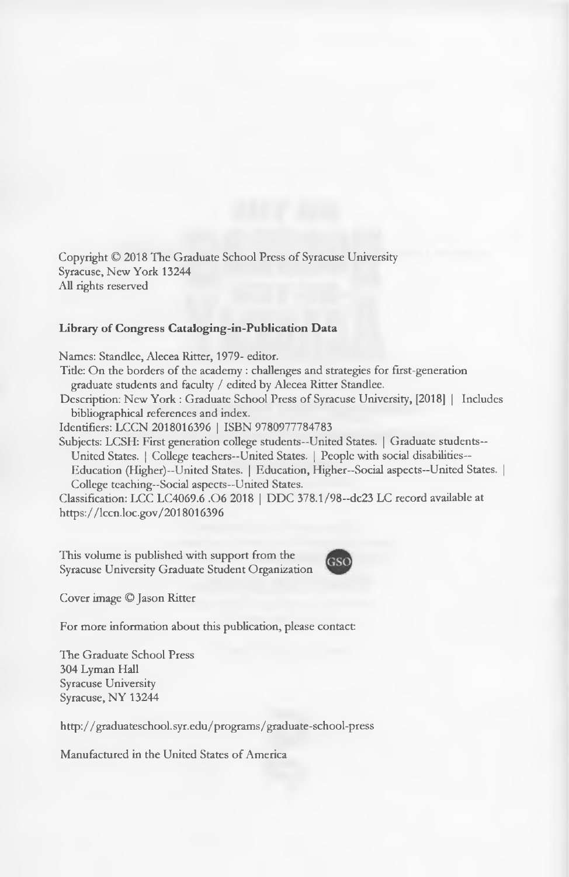Copyright © 2018 The Graduate School Press of Syracuse University
Syracuse, New York 13244
All rights reserved

**Library of Congress Cataloging-in-Publication Data**

Names: Standlee, Alecea Ritter, 1979- editor.
Title: On the borders of the academy : challenges and strategies for first-generation graduate students and faculty / edited by Alecea Ritter Standlee.
Description: New York : Graduate School Press of Syracuse University, [2018] | Includes bibliographical references and index.
Identifiers: LCCN 2018016396 | ISBN 9780977784783
Subjects: LCSH: First generation college students--United States. | Graduate students--United States. | College teachers--United States. | People with social disabilities--Education (Higher)--United States. | Education, Higher--Social aspects--United States. | College teaching--Social aspects--United States.
Classification: LCC LC4069.6 .O6 2018 | DDC 378.1/98--dc23 LC record available at https://lccn.loc.gov/2018016396

This volume is published with support from the
Syracuse University Graduate Student Organization

Cover image © Jason Ritter

For more information about this publication, please contact:

The Graduate School Press
304 Lyman Hall
Syracuse University
Syracuse, NY 13244

http://graduateschool.syr.edu/programs/graduate-school-press

Manufactured in the United States of America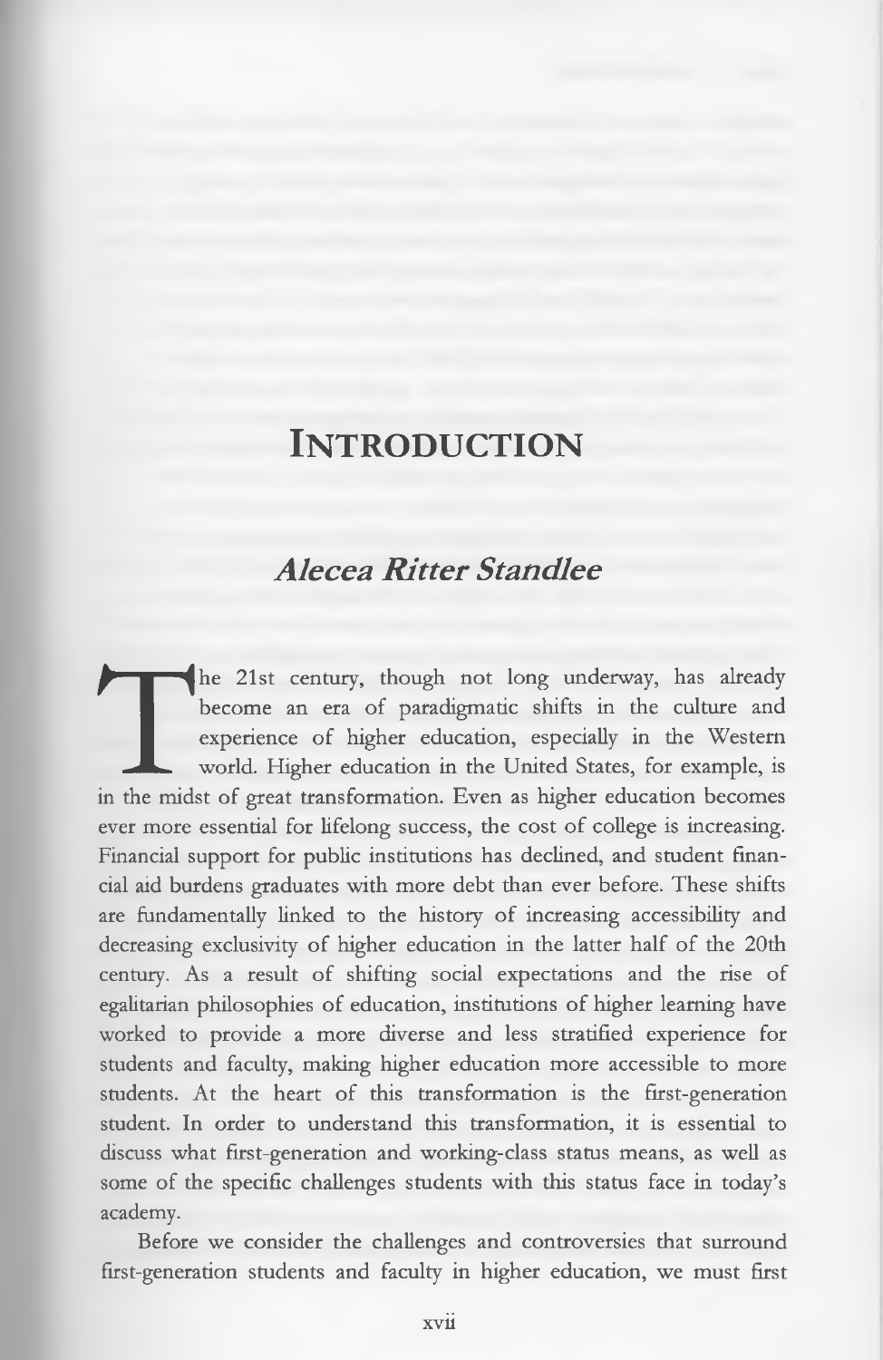# Introduction

## *Alecea Ritter Standlee*

The 21st century, though not long underway, has already become an era of paradigmatic shifts in the culture and experience of higher education, especially in the Western world. Higher education in the United States, for example, is in the midst of great transformation. Even as higher education becomes ever more essential for lifelong success, the cost of college is increasing. Financial support for public institutions has declined, and student financial aid burdens graduates with more debt than ever before. These shifts are fundamentally linked to the history of increasing accessibility and decreasing exclusivity of higher education in the latter half of the 20th century. As a result of shifting social expectations and the rise of egalitarian philosophies of education, institutions of higher learning have worked to provide a more diverse and less stratified experience for students and faculty, making higher education more accessible to more students. At the heart of this transformation is the first-generation student. In order to understand this transformation, it is essential to discuss what first-generation and working-class status means, as well as some of the specific challenges students with this status face in today's academy.

Before we consider the challenges and controversies that surround first-generation students and faculty in higher education, we must first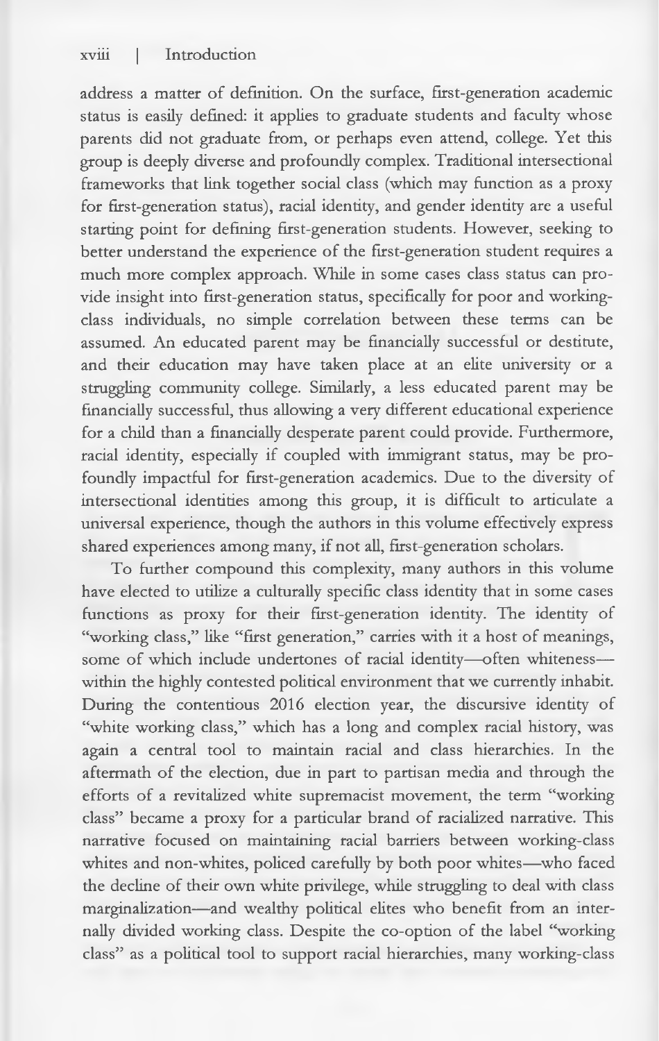address a matter of definition. On the surface, first-generation academic status is easily defined: it applies to graduate students and faculty whose parents did not graduate from, or perhaps even attend, college. Yet this group is deeply diverse and profoundly complex. Traditional intersectional frameworks that link together social class (which may function as a proxy for first-generation status), racial identity, and gender identity are a useful starting point for defining first-generation students. However, seeking to better understand the experience of the first-generation student requires a much more complex approach. While in some cases class status can provide insight into first-generation status, specifically for poor and working-class individuals, no simple correlation between these terms can be assumed. An educated parent may be financially successful or destitute, and their education may have taken place at an elite university or a struggling community college. Similarly, a less educated parent may be financially successful, thus allowing a very different educational experience for a child than a financially desperate parent could provide. Furthermore, racial identity, especially if coupled with immigrant status, may be profoundly impactful for first-generation academics. Due to the diversity of intersectional identities among this group, it is difficult to articulate a universal experience, though the authors in this volume effectively express shared experiences among many, if not all, first-generation scholars.

To further compound this complexity, many authors in this volume have elected to utilize a culturally specific class identity that in some cases functions as proxy for their first-generation identity. The identity of "working class," like "first generation," carries with it a host of meanings, some of which include undertones of racial identity—often whiteness—within the highly contested political environment that we currently inhabit. During the contentious 2016 election year, the discursive identity of "white working class," which has a long and complex racial history, was again a central tool to maintain racial and class hierarchies. In the aftermath of the election, due in part to partisan media and through the efforts of a revitalized white supremacist movement, the term "working class" became a proxy for a particular brand of racialized narrative. This narrative focused on maintaining racial barriers between working-class whites and non-whites, policed carefully by both poor whites—who faced the decline of their own white privilege, while struggling to deal with class marginalization—and wealthy political elites who benefit from an internally divided working class. Despite the co-option of the label "working class" as a political tool to support racial hierarchies, many working-class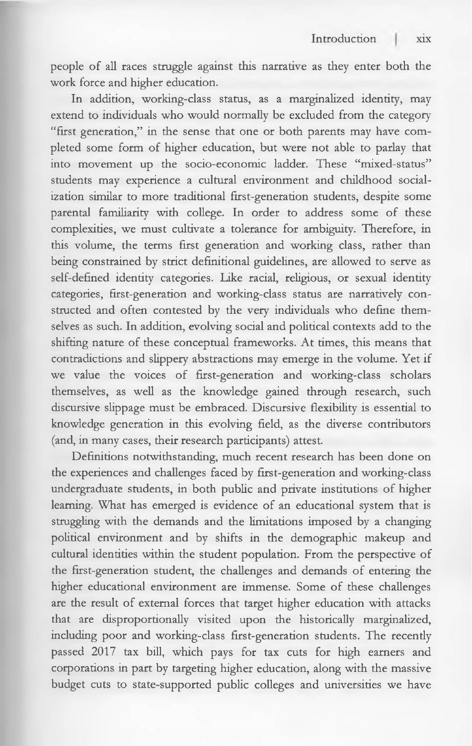people of all races struggle against this narrative as they enter both the work force and higher education.

In addition, working-class status, as a marginalized identity, may extend to individuals who would normally be excluded from the category "first generation," in the sense that one or both parents may have completed some form of higher education, but were not able to parlay that into movement up the socio-economic ladder. These "mixed-status" students may experience a cultural environment and childhood socialization similar to more traditional first-generation students, despite some parental familiarity with college. In order to address some of these complexities, we must cultivate a tolerance for ambiguity. Therefore, in this volume, the terms first generation and working class, rather than being constrained by strict definitional guidelines, are allowed to serve as self-defined identity categories. Like racial, religious, or sexual identity categories, first-generation and working-class status are narratively constructed and often contested by the very individuals who define themselves as such. In addition, evolving social and political contexts add to the shifting nature of these conceptual frameworks. At times, this means that contradictions and slippery abstractions may emerge in the volume. Yet if we value the voices of first-generation and working-class scholars themselves, as well as the knowledge gained through research, such discursive slippage must be embraced. Discursive flexibility is essential to knowledge generation in this evolving field, as the diverse contributors (and, in many cases, their research participants) attest.

Definitions notwithstanding, much recent research has been done on the experiences and challenges faced by first-generation and working-class undergraduate students, in both public and private institutions of higher learning. What has emerged is evidence of an educational system that is struggling with the demands and the limitations imposed by a changing political environment and by shifts in the demographic makeup and cultural identities within the student population. From the perspective of the first-generation student, the challenges and demands of entering the higher educational environment are immense. Some of these challenges are the result of external forces that target higher education with attacks that are disproportionally visited upon the historically marginalized, including poor and working-class first-generation students. The recently passed 2017 tax bill, which pays for tax cuts for high earners and corporations in part by targeting higher education, along with the massive budget cuts to state-supported public colleges and universities we have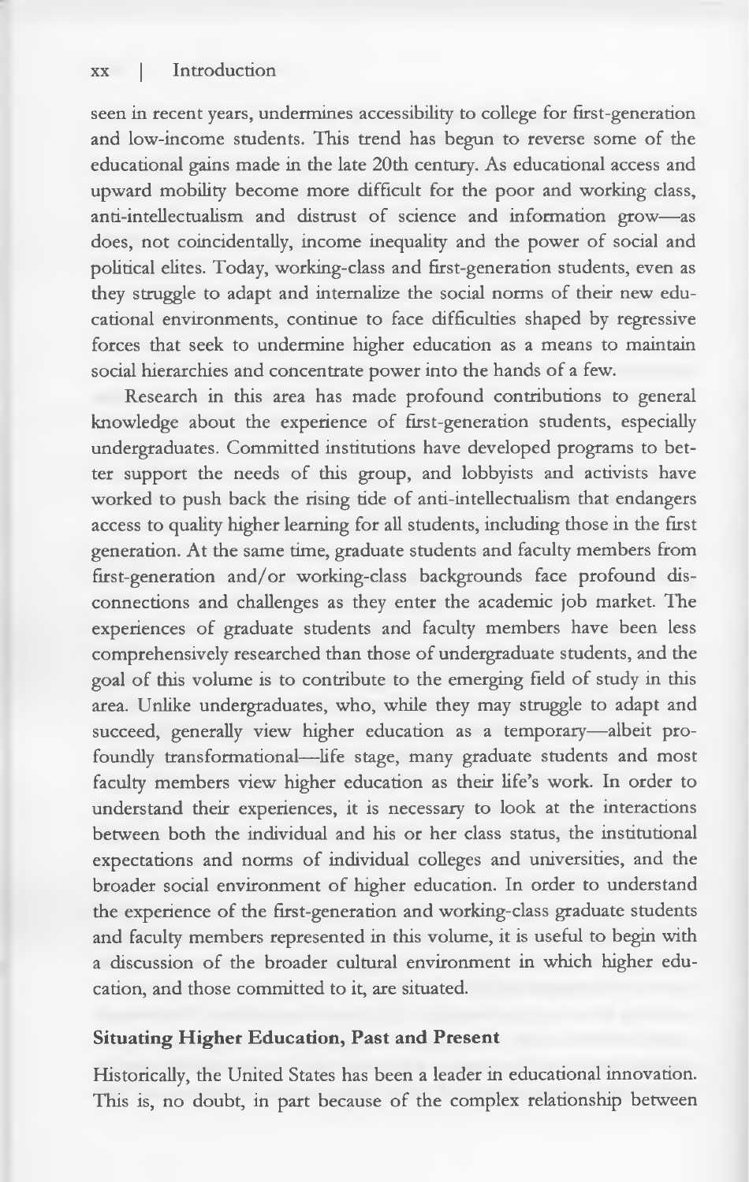seen in recent years, undermines accessibility to college for first-generation and low-income students. This trend has begun to reverse some of the educational gains made in the late 20th century. As educational access and upward mobility become more difficult for the poor and working class, anti-intellectualism and distrust of science and information grow—as does, not coincidentally, income inequality and the power of social and political elites. Today, working-class and first-generation students, even as they struggle to adapt and internalize the social norms of their new educational environments, continue to face difficulties shaped by regressive forces that seek to undermine higher education as a means to maintain social hierarchies and concentrate power into the hands of a few.

Research in this area has made profound contributions to general knowledge about the experience of first-generation students, especially undergraduates. Committed institutions have developed programs to better support the needs of this group, and lobbyists and activists have worked to push back the rising tide of anti-intellectualism that endangers access to quality higher learning for all students, including those in the first generation. At the same time, graduate students and faculty members from first-generation and/or working-class backgrounds face profound disconnections and challenges as they enter the academic job market. The experiences of graduate students and faculty members have been less comprehensively researched than those of undergraduate students, and the goal of this volume is to contribute to the emerging field of study in this area. Unlike undergraduates, who, while they may struggle to adapt and succeed, generally view higher education as a temporary—albeit profoundly transformational—life stage, many graduate students and most faculty members view higher education as their life's work. In order to understand their experiences, it is necessary to look at the interactions between both the individual and his or her class status, the institutional expectations and norms of individual colleges and universities, and the broader social environment of higher education. In order to understand the experience of the first-generation and working-class graduate students and faculty members represented in this volume, it is useful to begin with a discussion of the broader cultural environment in which higher education, and those committed to it, are situated.

## Situating Higher Education, Past and Present

Historically, the United States has been a leader in educational innovation. This is, no doubt, in part because of the complex relationship between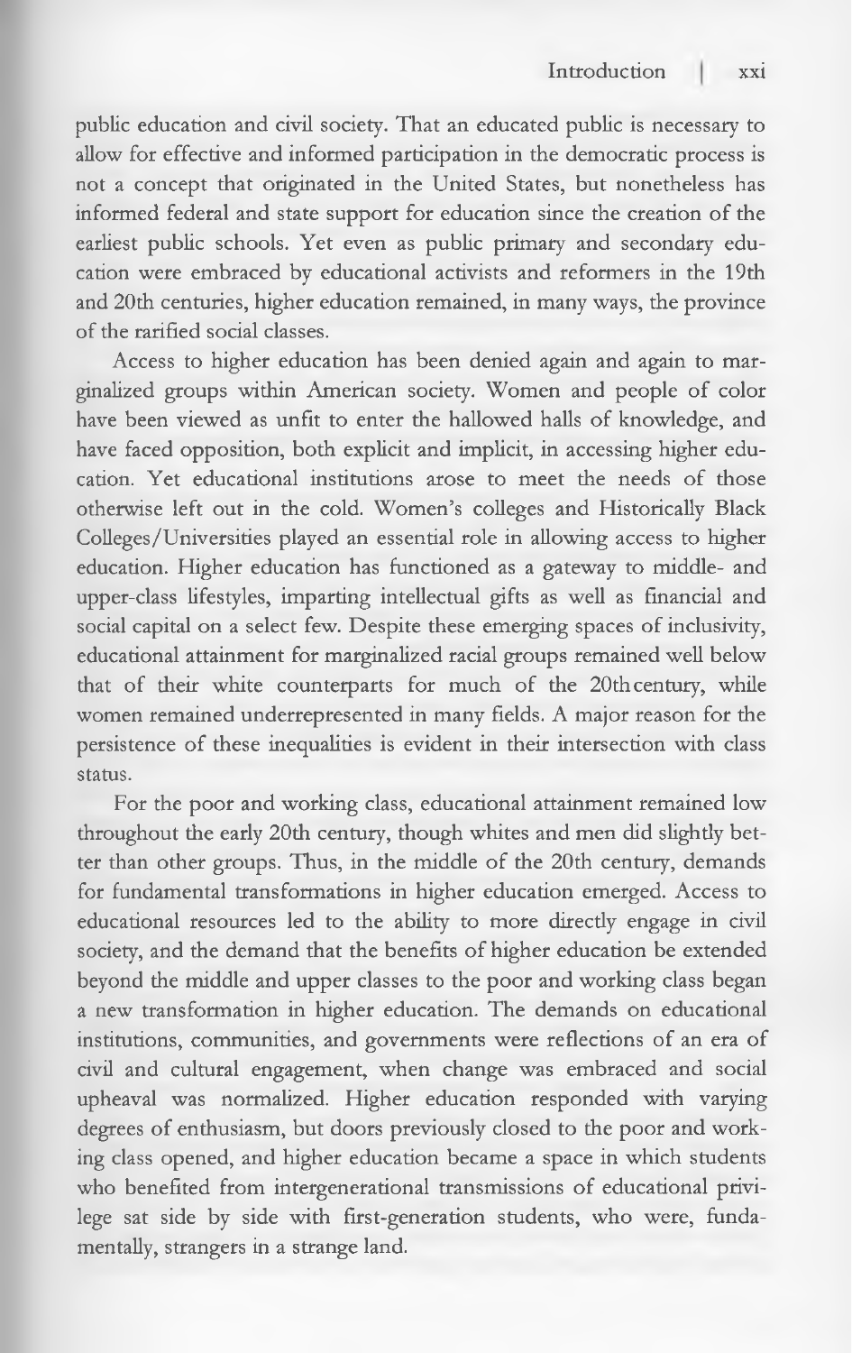public education and civil society. That an educated public is necessary to allow for effective and informed participation in the democratic process is not a concept that originated in the United States, but nonetheless has informed federal and state support for education since the creation of the earliest public schools. Yet even as public primary and secondary education were embraced by educational activists and reformers in the 19th and 20th centuries, higher education remained, in many ways, the province of the rarified social classes.

Access to higher education has been denied again and again to marginalized groups within American society. Women and people of color have been viewed as unfit to enter the hallowed halls of knowledge, and have faced opposition, both explicit and implicit, in accessing higher education. Yet educational institutions arose to meet the needs of those otherwise left out in the cold. Women's colleges and Historically Black Colleges/Universities played an essential role in allowing access to higher education. Higher education has functioned as a gateway to middle- and upper-class lifestyles, imparting intellectual gifts as well as financial and social capital on a select few. Despite these emerging spaces of inclusivity, educational attainment for marginalized racial groups remained well below that of their white counterparts for much of the 20th century, while women remained underrepresented in many fields. A major reason for the persistence of these inequalities is evident in their intersection with class status.

For the poor and working class, educational attainment remained low throughout the early 20th century, though whites and men did slightly better than other groups. Thus, in the middle of the 20th century, demands for fundamental transformations in higher education emerged. Access to educational resources led to the ability to more directly engage in civil society, and the demand that the benefits of higher education be extended beyond the middle and upper classes to the poor and working class began a new transformation in higher education. The demands on educational institutions, communities, and governments were reflections of an era of civil and cultural engagement, when change was embraced and social upheaval was normalized. Higher education responded with varying degrees of enthusiasm, but doors previously closed to the poor and working class opened, and higher education became a space in which students who benefited from intergenerational transmissions of educational privilege sat side by side with first-generation students, who were, fundamentally, strangers in a strange land.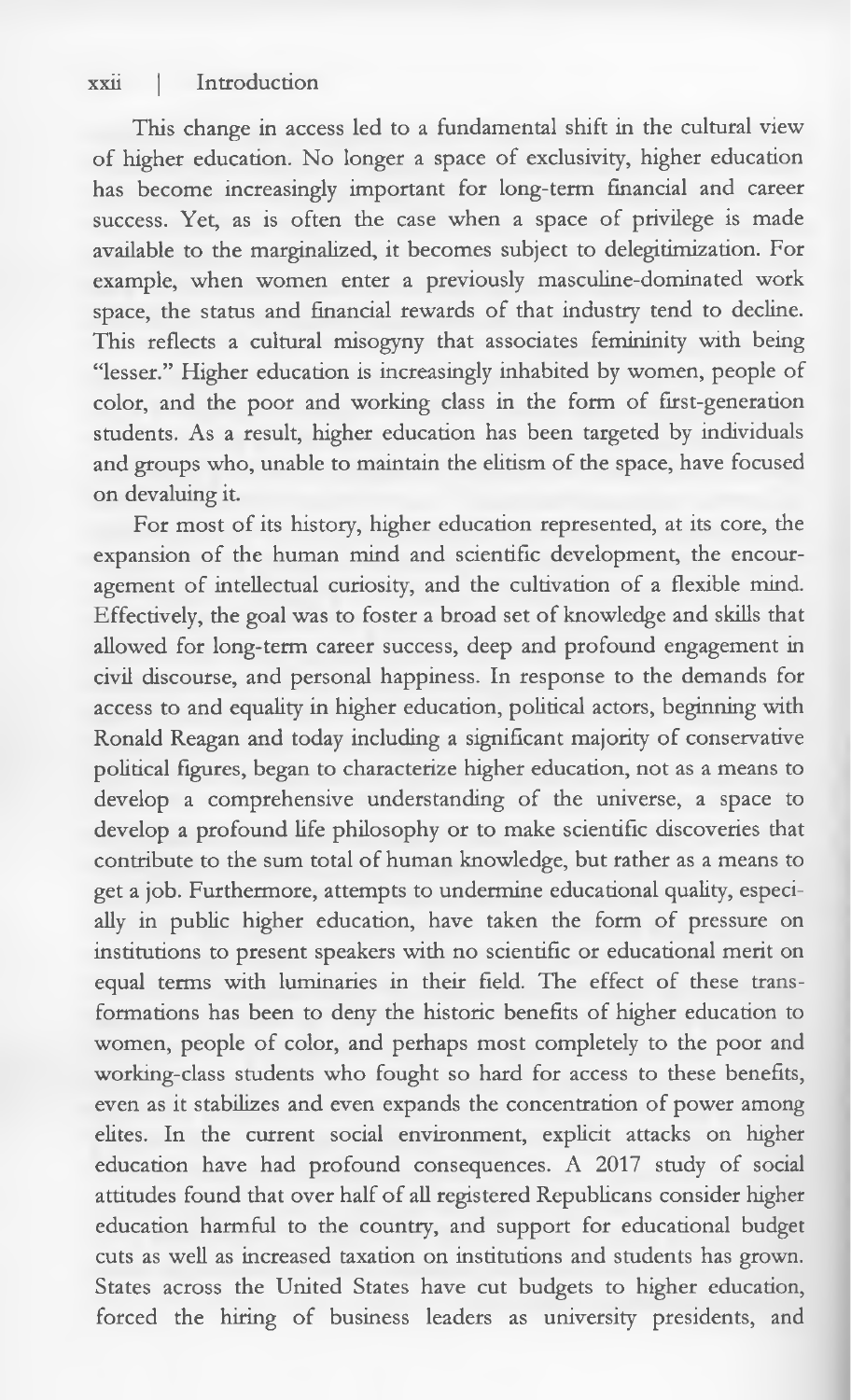This change in access led to a fundamental shift in the cultural view of higher education. No longer a space of exclusivity, higher education has become increasingly important for long-term financial and career success. Yet, as is often the case when a space of privilege is made available to the marginalized, it becomes subject to delegitimization. For example, when women enter a previously masculine-dominated work space, the status and financial rewards of that industry tend to decline. This reflects a cultural misogyny that associates femininity with being "lesser." Higher education is increasingly inhabited by women, people of color, and the poor and working class in the form of first-generation students. As a result, higher education has been targeted by individuals and groups who, unable to maintain the elitism of the space, have focused on devaluing it.

For most of its history, higher education represented, at its core, the expansion of the human mind and scientific development, the encouragement of intellectual curiosity, and the cultivation of a flexible mind. Effectively, the goal was to foster a broad set of knowledge and skills that allowed for long-term career success, deep and profound engagement in civil discourse, and personal happiness. In response to the demands for access to and equality in higher education, political actors, beginning with Ronald Reagan and today including a significant majority of conservative political figures, began to characterize higher education, not as a means to develop a comprehensive understanding of the universe, a space to develop a profound life philosophy or to make scientific discoveries that contribute to the sum total of human knowledge, but rather as a means to get a job. Furthermore, attempts to undermine educational quality, especially in public higher education, have taken the form of pressure on institutions to present speakers with no scientific or educational merit on equal terms with luminaries in their field. The effect of these transformations has been to deny the historic benefits of higher education to women, people of color, and perhaps most completely to the poor and working-class students who fought so hard for access to these benefits, even as it stabilizes and even expands the concentration of power among elites. In the current social environment, explicit attacks on higher education have had profound consequences. A 2017 study of social attitudes found that over half of all registered Republicans consider higher education harmful to the country, and support for educational budget cuts as well as increased taxation on institutions and students has grown. States across the United States have cut budgets to higher education, forced the hiring of business leaders as university presidents, and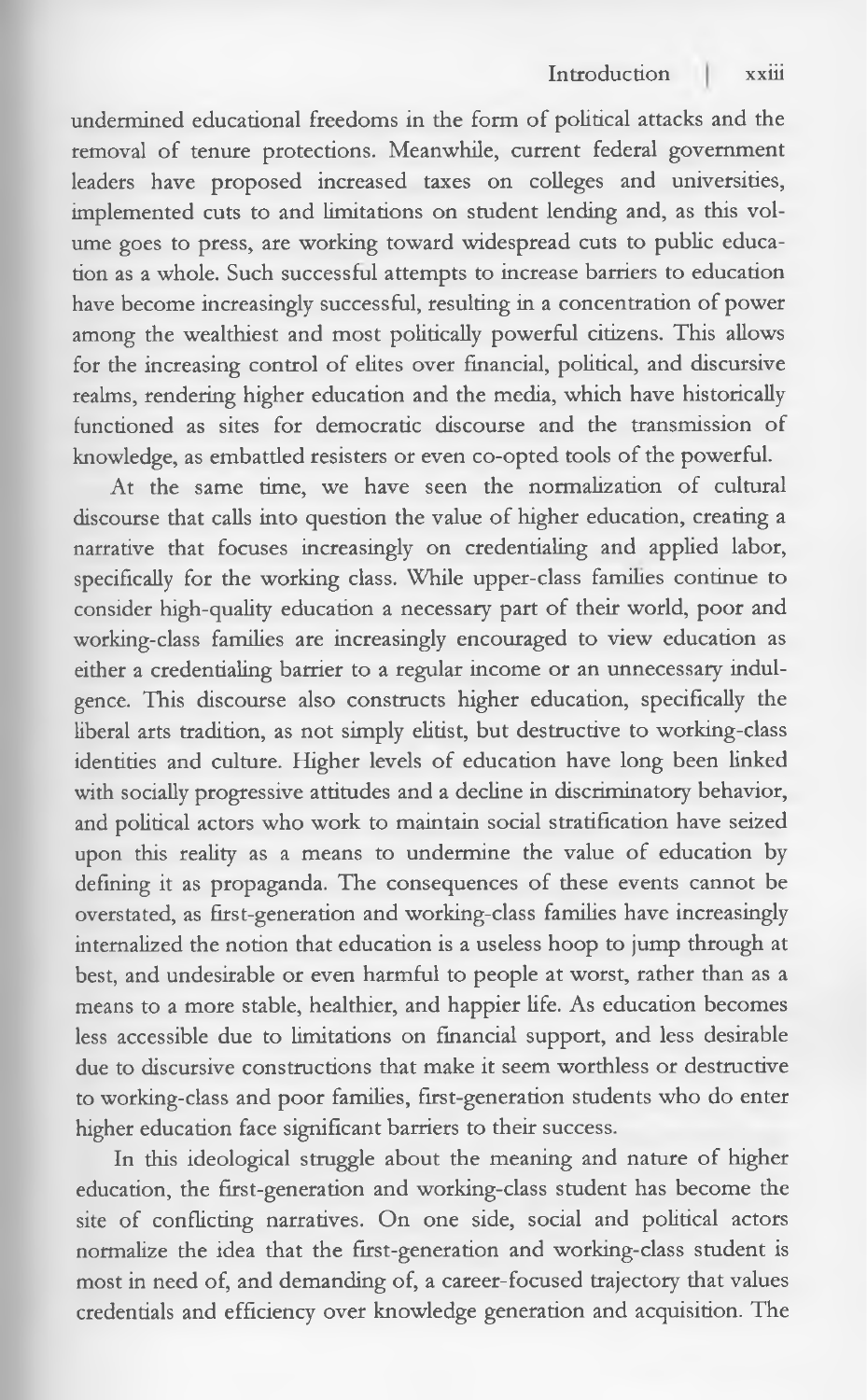undermined educational freedoms in the form of political attacks and the removal of tenure protections. Meanwhile, current federal government leaders have proposed increased taxes on colleges and universities, implemented cuts to and limitations on student lending and, as this volume goes to press, are working toward widespread cuts to public education as a whole. Such successful attempts to increase barriers to education have become increasingly successful, resulting in a concentration of power among the wealthiest and most politically powerful citizens. This allows for the increasing control of elites over financial, political, and discursive realms, rendering higher education and the media, which have historically functioned as sites for democratic discourse and the transmission of knowledge, as embattled resisters or even co-opted tools of the powerful.

At the same time, we have seen the normalization of cultural discourse that calls into question the value of higher education, creating a narrative that focuses increasingly on credentialing and applied labor, specifically for the working class. While upper-class families continue to consider high-quality education a necessary part of their world, poor and working-class families are increasingly encouraged to view education as either a credentialing barrier to a regular income or an unnecessary indulgence. This discourse also constructs higher education, specifically the liberal arts tradition, as not simply elitist, but destructive to working-class identities and culture. Higher levels of education have long been linked with socially progressive attitudes and a decline in discriminatory behavior, and political actors who work to maintain social stratification have seized upon this reality as a means to undermine the value of education by defining it as propaganda. The consequences of these events cannot be overstated, as first-generation and working-class families have increasingly internalized the notion that education is a useless hoop to jump through at best, and undesirable or even harmful to people at worst, rather than as a means to a more stable, healthier, and happier life. As education becomes less accessible due to limitations on financial support, and less desirable due to discursive constructions that make it seem worthless or destructive to working-class and poor families, first-generation students who do enter higher education face significant barriers to their success.

In this ideological struggle about the meaning and nature of higher education, the first-generation and working-class student has become the site of conflicting narratives. On one side, social and political actors normalize the idea that the first-generation and working-class student is most in need of, and demanding of, a career-focused trajectory that values credentials and efficiency over knowledge generation and acquisition. The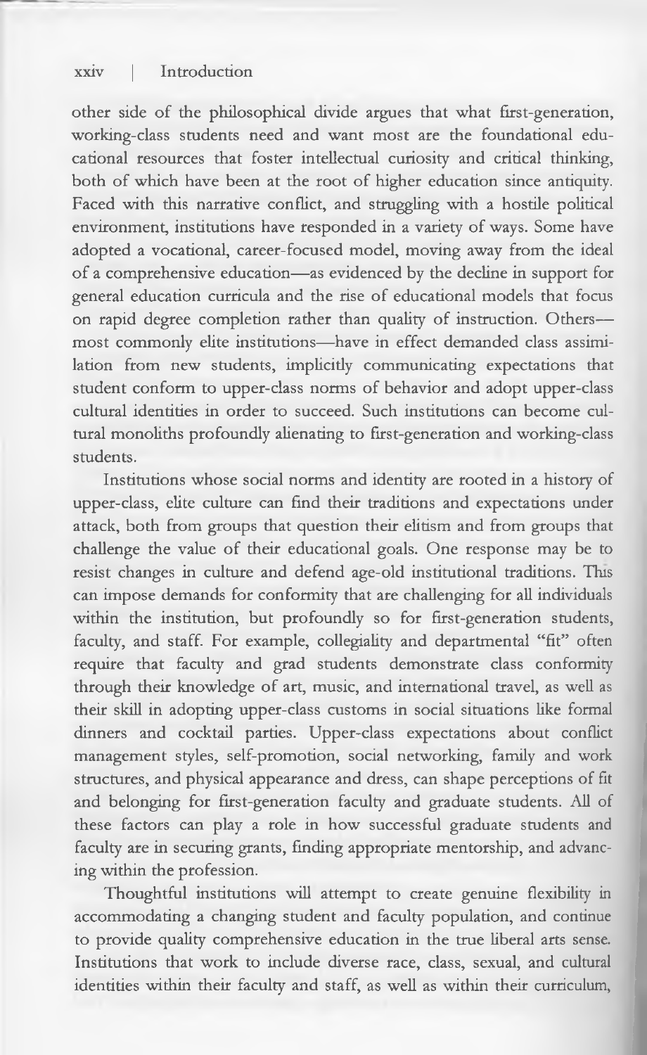other side of the philosophical divide argues that what first-generation, working-class students need and want most are the foundational educational resources that foster intellectual curiosity and critical thinking, both of which have been at the root of higher education since antiquity. Faced with this narrative conflict, and struggling with a hostile political environment, institutions have responded in a variety of ways. Some have adopted a vocational, career-focused model, moving away from the ideal of a comprehensive education—as evidenced by the decline in support for general education curricula and the rise of educational models that focus on rapid degree completion rather than quality of instruction. Others—most commonly elite institutions—have in effect demanded class assimilation from new students, implicitly communicating expectations that student conform to upper-class norms of behavior and adopt upper-class cultural identities in order to succeed. Such institutions can become cultural monoliths profoundly alienating to first-generation and working-class students.

Institutions whose social norms and identity are rooted in a history of upper-class, elite culture can find their traditions and expectations under attack, both from groups that question their elitism and from groups that challenge the value of their educational goals. One response may be to resist changes in culture and defend age-old institutional traditions. This can impose demands for conformity that are challenging for all individuals within the institution, but profoundly so for first-generation students, faculty, and staff. For example, collegiality and departmental "fit" often require that faculty and grad students demonstrate class conformity through their knowledge of art, music, and international travel, as well as their skill in adopting upper-class customs in social situations like formal dinners and cocktail parties. Upper-class expectations about conflict management styles, self-promotion, social networking, family and work structures, and physical appearance and dress, can shape perceptions of fit and belonging for first-generation faculty and graduate students. All of these factors can play a role in how successful graduate students and faculty are in securing grants, finding appropriate mentorship, and advancing within the profession.

Thoughtful institutions will attempt to create genuine flexibility in accommodating a changing student and faculty population, and continue to provide quality comprehensive education in the true liberal arts sense. Institutions that work to include diverse race, class, sexual, and cultural identities within their faculty and staff, as well as within their curriculum,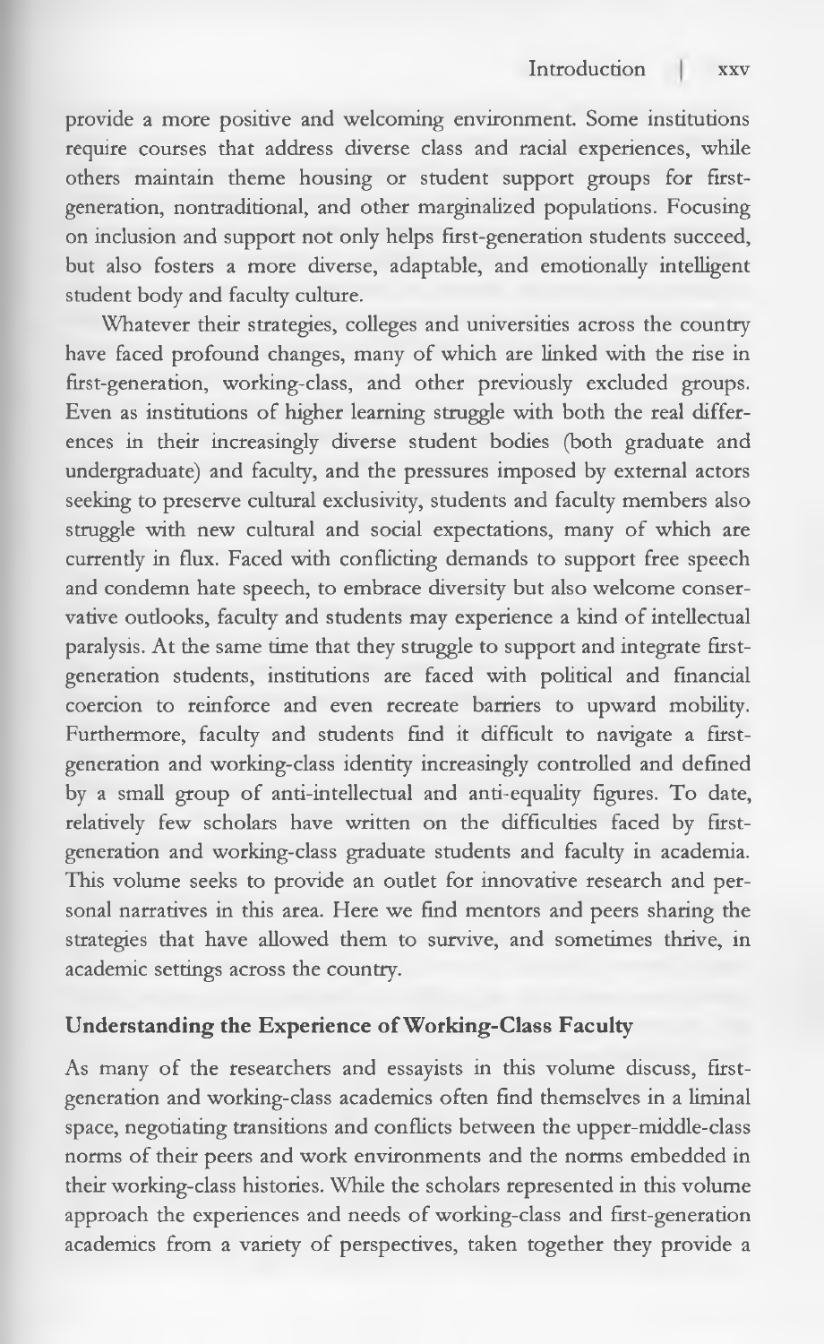provide a more positive and welcoming environment. Some institutions require courses that address diverse class and racial experiences, while others maintain theme housing or student support groups for first-generation, nontraditional, and other marginalized populations. Focusing on inclusion and support not only helps first-generation students succeed, but also fosters a more diverse, adaptable, and emotionally intelligent student body and faculty culture.

Whatever their strategies, colleges and universities across the country have faced profound changes, many of which are linked with the rise in first-generation, working-class, and other previously excluded groups. Even as institutions of higher learning struggle with both the real differences in their increasingly diverse student bodies (both graduate and undergraduate) and faculty, and the pressures imposed by external actors seeking to preserve cultural exclusivity, students and faculty members also struggle with new cultural and social expectations, many of which are currently in flux. Faced with conflicting demands to support free speech and condemn hate speech, to embrace diversity but also welcome conservative outlooks, faculty and students may experience a kind of intellectual paralysis. At the same time that they struggle to support and integrate first-generation students, institutions are faced with political and financial coercion to reinforce and even recreate barriers to upward mobility. Furthermore, faculty and students find it difficult to navigate a first-generation and working-class identity increasingly controlled and defined by a small group of anti-intellectual and anti-equality figures. To date, relatively few scholars have written on the difficulties faced by first-generation and working-class graduate students and faculty in academia. This volume seeks to provide an outlet for innovative research and personal narratives in this area. Here we find mentors and peers sharing the strategies that have allowed them to survive, and sometimes thrive, in academic settings across the country.

## Understanding the Experience of Working-Class Faculty

As many of the researchers and essayists in this volume discuss, first-generation and working-class academics often find themselves in a liminal space, negotiating transitions and conflicts between the upper-middle-class norms of their peers and work environments and the norms embedded in their working-class histories. While the scholars represented in this volume approach the experiences and needs of working-class and first-generation academics from a variety of perspectives, taken together they provide a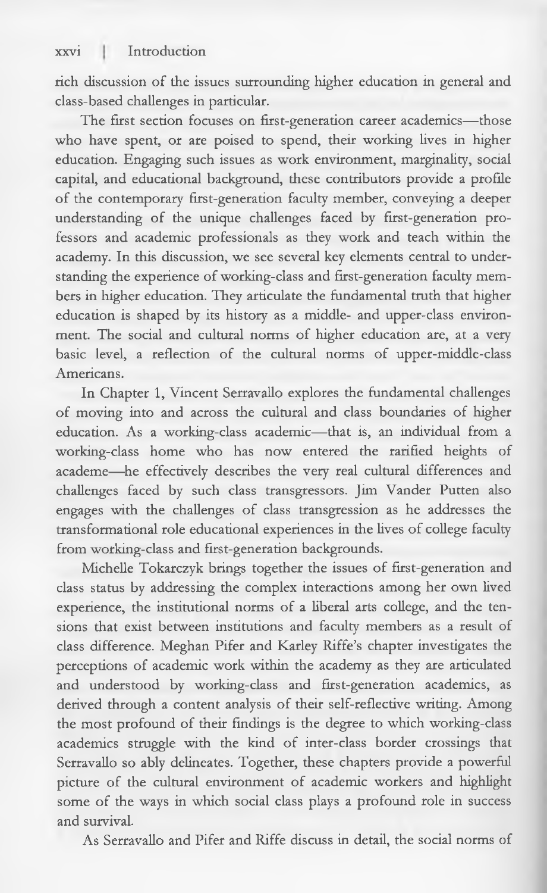rich discussion of the issues surrounding higher education in general and class-based challenges in particular.

The first section focuses on first-generation career academics—those who have spent, or are poised to spend, their working lives in higher education. Engaging such issues as work environment, marginality, social capital, and educational background, these contributors provide a profile of the contemporary first-generation faculty member, conveying a deeper understanding of the unique challenges faced by first-generation professors and academic professionals as they work and teach within the academy. In this discussion, we see several key elements central to understanding the experience of working-class and first-generation faculty members in higher education. They articulate the fundamental truth that higher education is shaped by its history as a middle- and upper-class environment. The social and cultural norms of higher education are, at a very basic level, a reflection of the cultural norms of upper-middle-class Americans.

In Chapter 1, Vincent Serravallo explores the fundamental challenges of moving into and across the cultural and class boundaries of higher education. As a working-class academic—that is, an individual from a working-class home who has now entered the rarified heights of academe—he effectively describes the very real cultural differences and challenges faced by such class transgressors. Jim Vander Putten also engages with the challenges of class transgression as he addresses the transformational role educational experiences in the lives of college faculty from working-class and first-generation backgrounds.

Michelle Tokarczyk brings together the issues of first-generation and class status by addressing the complex interactions among her own lived experience, the institutional norms of a liberal arts college, and the tensions that exist between institutions and faculty members as a result of class difference. Meghan Pifer and Karley Riffe's chapter investigates the perceptions of academic work within the academy as they are articulated and understood by working-class and first-generation academics, as derived through a content analysis of their self-reflective writing. Among the most profound of their findings is the degree to which working-class academics struggle with the kind of inter-class border crossings that Serravallo so ably delineates. Together, these chapters provide a powerful picture of the cultural environment of academic workers and highlight some of the ways in which social class plays a profound role in success and survival.

As Serravallo and Pifer and Riffe discuss in detail, the social norms of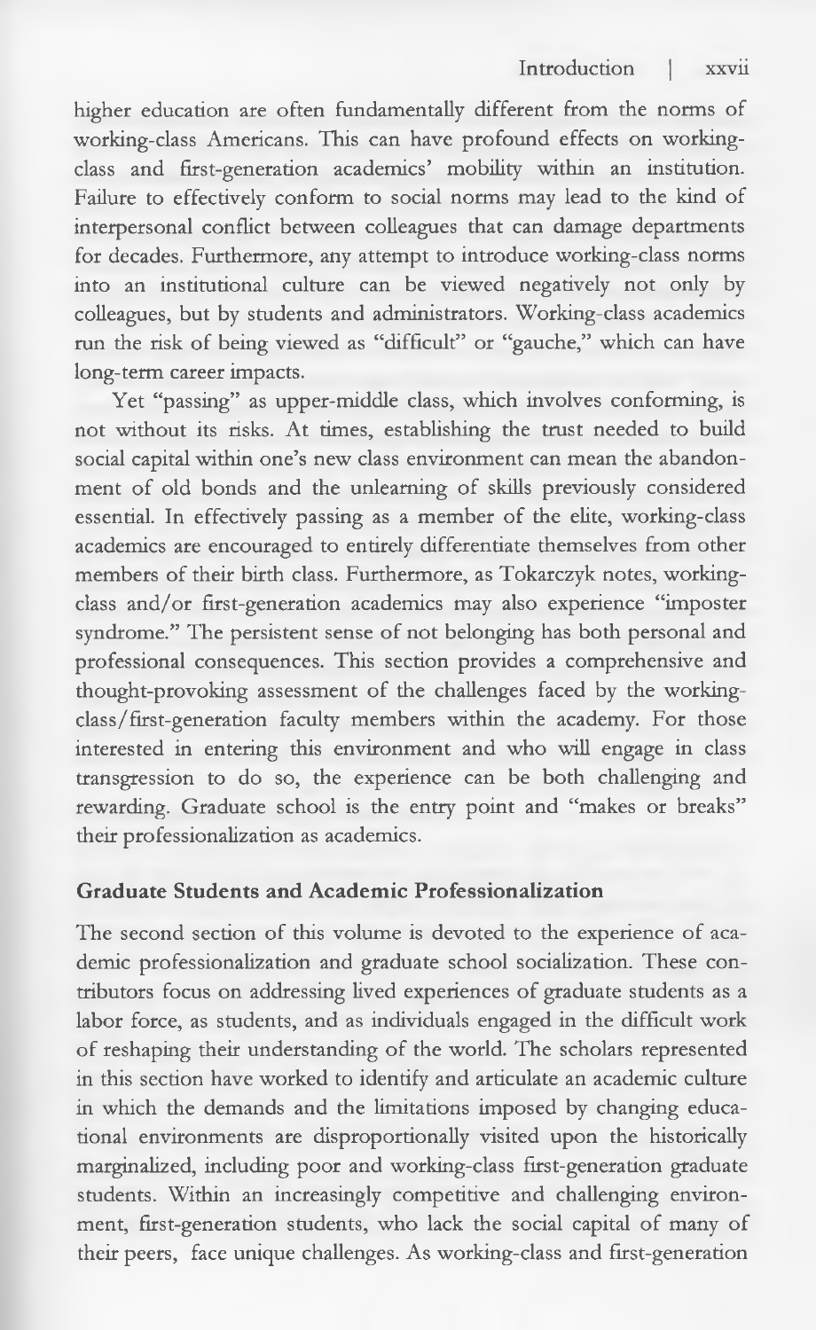higher education are often fundamentally different from the norms of working-class Americans. This can have profound effects on working-class and first-generation academics' mobility within an institution. Failure to effectively conform to social norms may lead to the kind of interpersonal conflict between colleagues that can damage departments for decades. Furthermore, any attempt to introduce working-class norms into an institutional culture can be viewed negatively not only by colleagues, but by students and administrators. Working-class academics run the risk of being viewed as "difficult" or "gauche," which can have long-term career impacts.

Yet "passing" as upper-middle class, which involves conforming, is not without its risks. At times, establishing the trust needed to build social capital within one's new class environment can mean the abandonment of old bonds and the unlearning of skills previously considered essential. In effectively passing as a member of the elite, working-class academics are encouraged to entirely differentiate themselves from other members of their birth class. Furthermore, as Tokarczyk notes, working-class and/or first-generation academics may also experience "imposter syndrome." The persistent sense of not belonging has both personal and professional consequences. This section provides a comprehensive and thought-provoking assessment of the challenges faced by the working-class/first-generation faculty members within the academy. For those interested in entering this environment and who will engage in class transgression to do so, the experience can be both challenging and rewarding. Graduate school is the entry point and "makes or breaks" their professionalization as academics.

## Graduate Students and Academic Professionalization

The second section of this volume is devoted to the experience of academic professionalization and graduate school socialization. These contributors focus on addressing lived experiences of graduate students as a labor force, as students, and as individuals engaged in the difficult work of reshaping their understanding of the world. The scholars represented in this section have worked to identify and articulate an academic culture in which the demands and the limitations imposed by changing educational environments are disproportionally visited upon the historically marginalized, including poor and working-class first-generation graduate students. Within an increasingly competitive and challenging environment, first-generation students, who lack the social capital of many of their peers, face unique challenges. As working-class and first-generation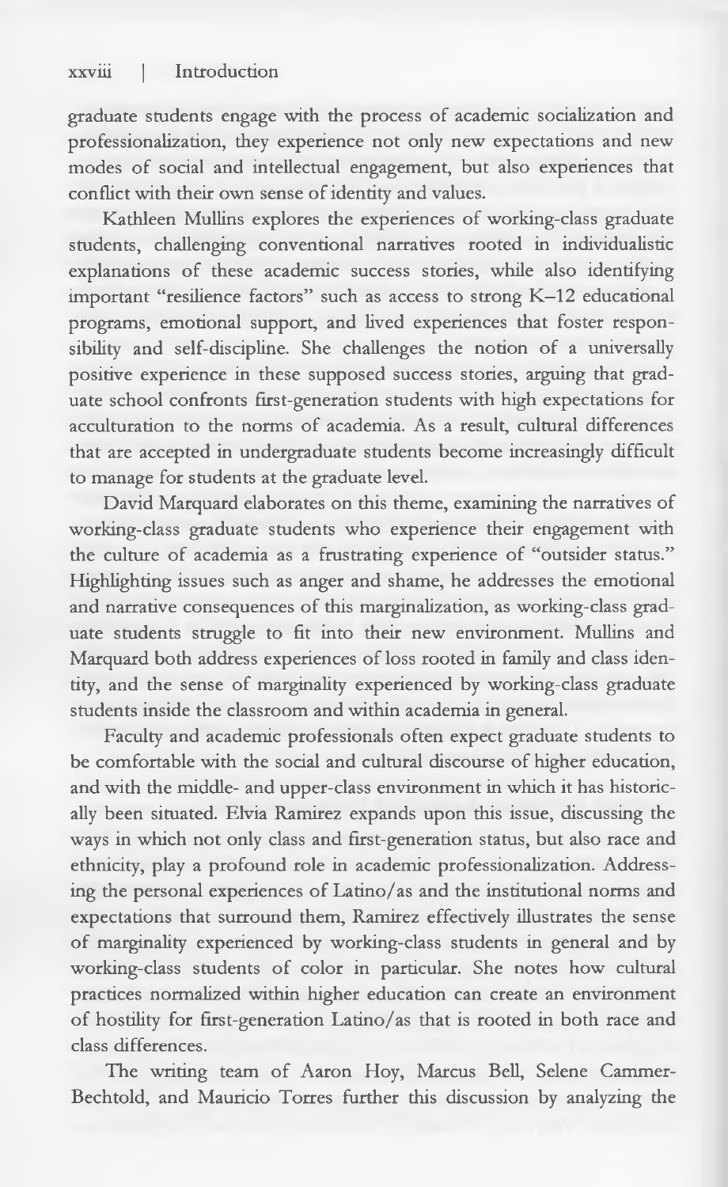graduate students engage with the process of academic socialization and professionalization, they experience not only new expectations and new modes of social and intellectual engagement, but also experiences that conflict with their own sense of identity and values.

Kathleen Mullins explores the experiences of working-class graduate students, challenging conventional narratives rooted in individualistic explanations of these academic success stories, while also identifying important "resilience factors" such as access to strong K–12 educational programs, emotional support, and lived experiences that foster responsibility and self-discipline. She challenges the notion of a universally positive experience in these supposed success stories, arguing that graduate school confronts first-generation students with high expectations for acculturation to the norms of academia. As a result, cultural differences that are accepted in undergraduate students become increasingly difficult to manage for students at the graduate level.

David Marquard elaborates on this theme, examining the narratives of working-class graduate students who experience their engagement with the culture of academia as a frustrating experience of "outsider status." Highlighting issues such as anger and shame, he addresses the emotional and narrative consequences of this marginalization, as working-class graduate students struggle to fit into their new environment. Mullins and Marquard both address experiences of loss rooted in family and class identity, and the sense of marginality experienced by working-class graduate students inside the classroom and within academia in general.

Faculty and academic professionals often expect graduate students to be comfortable with the social and cultural discourse of higher education, and with the middle- and upper-class environment in which it has historically been situated. Elvia Ramirez expands upon this issue, discussing the ways in which not only class and first-generation status, but also race and ethnicity, play a profound role in academic professionalization. Addressing the personal experiences of Latino/as and the institutional norms and expectations that surround them, Ramirez effectively illustrates the sense of marginality experienced by working-class students in general and by working-class students of color in particular. She notes how cultural practices normalized within higher education can create an environment of hostility for first-generation Latino/as that is rooted in both race and class differences.

The writing team of Aaron Hoy, Marcus Bell, Selene Cammer-Bechtold, and Mauricio Torres further this discussion by analyzing the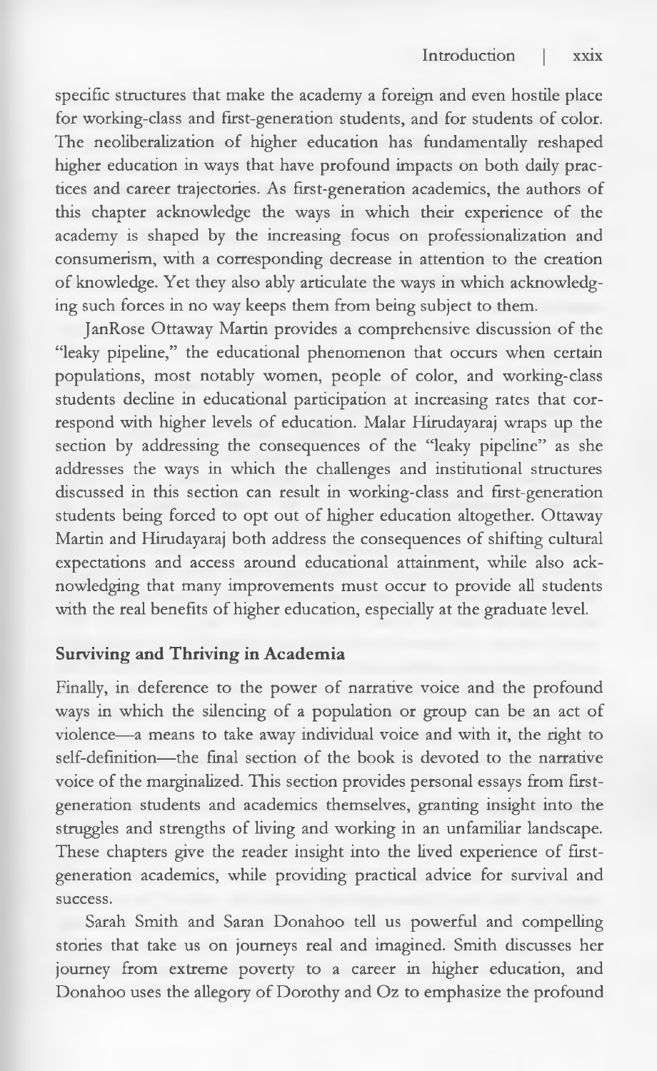specific structures that make the academy a foreign and even hostile place for working-class and first-generation students, and for students of color. The neoliberalization of higher education has fundamentally reshaped higher education in ways that have profound impacts on both daily practices and career trajectories. As first-generation academics, the authors of this chapter acknowledge the ways in which their experience of the academy is shaped by the increasing focus on professionalization and consumerism, with a corresponding decrease in attention to the creation of knowledge. Yet they also ably articulate the ways in which acknowledging such forces in no way keeps them from being subject to them.

JanRose Ottaway Martin provides a comprehensive discussion of the "leaky pipeline," the educational phenomenon that occurs when certain populations, most notably women, people of color, and working-class students decline in educational participation at increasing rates that correspond with higher levels of education. Malar Hirudayaraj wraps up the section by addressing the consequences of the "leaky pipeline" as she addresses the ways in which the challenges and institutional structures discussed in this section can result in working-class and first-generation students being forced to opt out of higher education altogether. Ottaway Martin and Hirudayaraj both address the consequences of shifting cultural expectations and access around educational attainment, while also acknowledging that many improvements must occur to provide all students with the real benefits of higher education, especially at the graduate level.

### Surviving and Thriving in Academia

Finally, in deference to the power of narrative voice and the profound ways in which the silencing of a population or group can be an act of violence—a means to take away individual voice and with it, the right to self-definition—the final section of the book is devoted to the narrative voice of the marginalized. This section provides personal essays from first-generation students and academics themselves, granting insight into the struggles and strengths of living and working in an unfamiliar landscape. These chapters give the reader insight into the lived experience of first-generation academics, while providing practical advice for survival and success.

Sarah Smith and Saran Donahoo tell us powerful and compelling stories that take us on journeys real and imagined. Smith discusses her journey from extreme poverty to a career in higher education, and Donahoo uses the allegory of Dorothy and Oz to emphasize the profound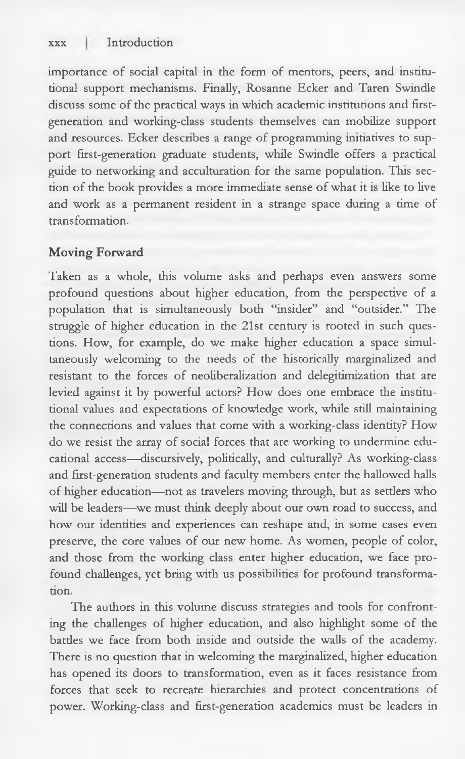importance of social capital in the form of mentors, peers, and institutional support mechanisms. Finally, Rosanne Ecker and Taren Swindle discuss some of the practical ways in which academic institutions and first-generation and working-class students themselves can mobilize support and resources. Ecker describes a range of programming initiatives to support first-generation graduate students, while Swindle offers a practical guide to networking and acculturation for the same population. This section of the book provides a more immediate sense of what it is like to live and work as a permanent resident in a strange space during a time of transformation.

## Moving Forward

Taken as a whole, this volume asks and perhaps even answers some profound questions about higher education, from the perspective of a population that is simultaneously both "insider" and "outsider." The struggle of higher education in the 21st century is rooted in such questions. How, for example, do we make higher education a space simultaneously welcoming to the needs of the historically marginalized and resistant to the forces of neoliberalization and delegitimization that are levied against it by powerful actors? How does one embrace the institutional values and expectations of knowledge work, while still maintaining the connections and values that come with a working-class identity? How do we resist the array of social forces that are working to undermine educational access—discursively, politically, and culturally? As working-class and first-generation students and faculty members enter the hallowed halls of higher education—not as travelers moving through, but as settlers who will be leaders—we must think deeply about our own road to success, and how our identities and experiences can reshape and, in some cases even preserve, the core values of our new home. As women, people of color, and those from the working class enter higher education, we face profound challenges, yet bring with us possibilities for profound transformation.

The authors in this volume discuss strategies and tools for confronting the challenges of higher education, and also highlight some of the battles we face from both inside and outside the walls of the academy. There is no question that in welcoming the marginalized, higher education has opened its doors to transformation, even as it faces resistance from forces that seek to recreate hierarchies and protect concentrations of power. Working-class and first-generation academics must be leaders in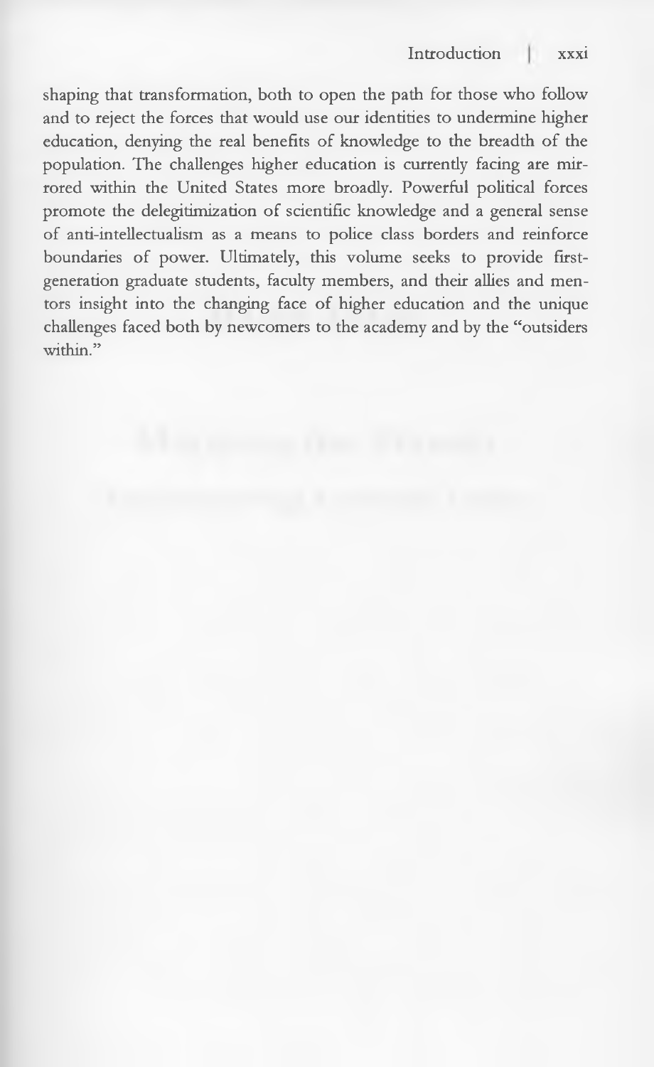shaping that transformation, both to open the path for those who follow and to reject the forces that would use our identities to undermine higher education, denying the real benefits of knowledge to the breadth of the population. The challenges higher education is currently facing are mirrored within the United States more broadly. Powerful political forces promote the delegitimization of scientific knowledge and a general sense of anti-intellectualism as a means to police class borders and reinforce boundaries of power. Ultimately, this volume seeks to provide first-generation graduate students, faculty members, and their allies and mentors insight into the changing face of higher education and the unique challenges faced both by newcomers to the academy and by the "outsiders within."